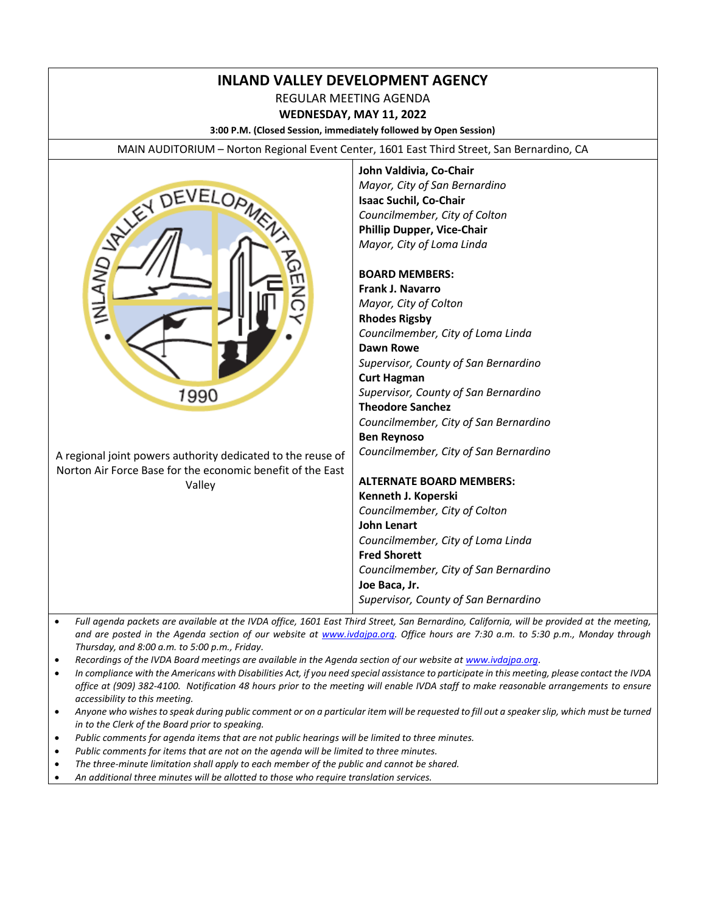# INLAND VALLEY DEVELOPMENT AGENCY

REGULAR MEETING AGENDA

**WEDNESDAY, MAY 11, 2022**

**3:00 P.M. (Closed Session, immediately followed by Open Session)**

MAIN AUDITORIUM – Norton Regional Event Center, 1601 East Third Street, San Bernardino, CA

A regional joint powers authority dedicated to the reuse of Norton Air Force Base for the economic benefit of the East Valley

**John Valdivia, Co-Chair**
*Mayor, City of San Bernardino*
**Isaac Suchil, Co-Chair**
*Councilmember, City of Colton*
**Phillip Dupper, Vice-Chair**
*Mayor, City of Loma Linda*

**BOARD MEMBERS:**
**Frank J. Navarro**
*Mayor, City of Colton*
**Rhodes Rigsby**
*Councilmember, City of Loma Linda*
**Dawn Rowe**
*Supervisor, County of San Bernardino*
**Curt Hagman**
*Supervisor, County of San Bernardino*
**Theodore Sanchez**
*Councilmember, City of San Bernardino*
**Ben Reynoso**
*Councilmember, City of San Bernardino*

**ALTERNATE BOARD MEMBERS:**
**Kenneth J. Koperski**
*Councilmember, City of Colton*
**John Lenart**
*Councilmember, City of Loma Linda*
**Fred Shorett**
*Councilmember, City of San Bernardino*
**Joe Baca, Jr.**
*Supervisor, County of San Bernardino*

- *Full agenda packets are available at the IVDA office, 1601 East Third Street, San Bernardino, California, will be provided at the meeting, and are posted in the Agenda section of our website at www.ivdajpa.org. Office hours are 7:30 a.m. to 5:30 p.m., Monday through Thursday, and 8:00 a.m. to 5:00 p.m., Friday.*
- *Recordings of the IVDA Board meetings are available in the Agenda section of our website at www.ivdajpa.org.*
- *In compliance with the Americans with Disabilities Act, if you need special assistance to participate in this meeting, please contact the IVDA office at (909) 382-4100. Notification 48 hours prior to the meeting will enable IVDA staff to make reasonable arrangements to ensure accessibility to this meeting.*
- *Anyone who wishes to speak during public comment or on a particular item will be requested to fill out a speaker slip, which must be turned in to the Clerk of the Board prior to speaking.*
- *Public comments for agenda items that are not public hearings will be limited to three minutes.*
- *Public comments for items that are not on the agenda will be limited to three minutes.*
- *The three-minute limitation shall apply to each member of the public and cannot be shared.*
- *An additional three minutes will be allotted to those who require translation services.*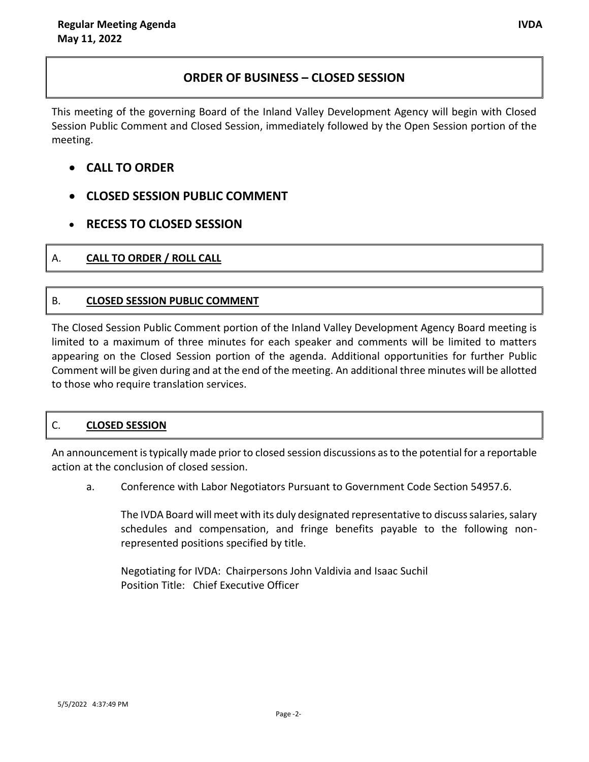## ORDER OF BUSINESS – CLOSED SESSION

This meeting of the governing Board of the Inland Valley Development Agency will begin with Closed Session Public Comment and Closed Session, immediately followed by the Open Session portion of the meeting.

- **CALL TO ORDER**
- **CLOSED SESSION PUBLIC COMMENT**
- **RECESS TO CLOSED SESSION**

### A. CALL TO ORDER / ROLL CALL

### B. CLOSED SESSION PUBLIC COMMENT

The Closed Session Public Comment portion of the Inland Valley Development Agency Board meeting is limited to a maximum of three minutes for each speaker and comments will be limited to matters appearing on the Closed Session portion of the agenda. Additional opportunities for further Public Comment will be given during and at the end of the meeting. An additional three minutes will be allotted to those who require translation services.

### C. CLOSED SESSION

An announcement is typically made prior to closed session discussions as to the potential for a reportable action at the conclusion of closed session.

a. Conference with Labor Negotiators Pursuant to Government Code Section 54957.6.

The IVDA Board will meet with its duly designated representative to discuss salaries, salary schedules and compensation, and fringe benefits payable to the following non-represented positions specified by title.

Negotiating for IVDA: Chairpersons John Valdivia and Isaac Suchil
Position Title: Chief Executive Officer

5/5/2022 4:37:49 PM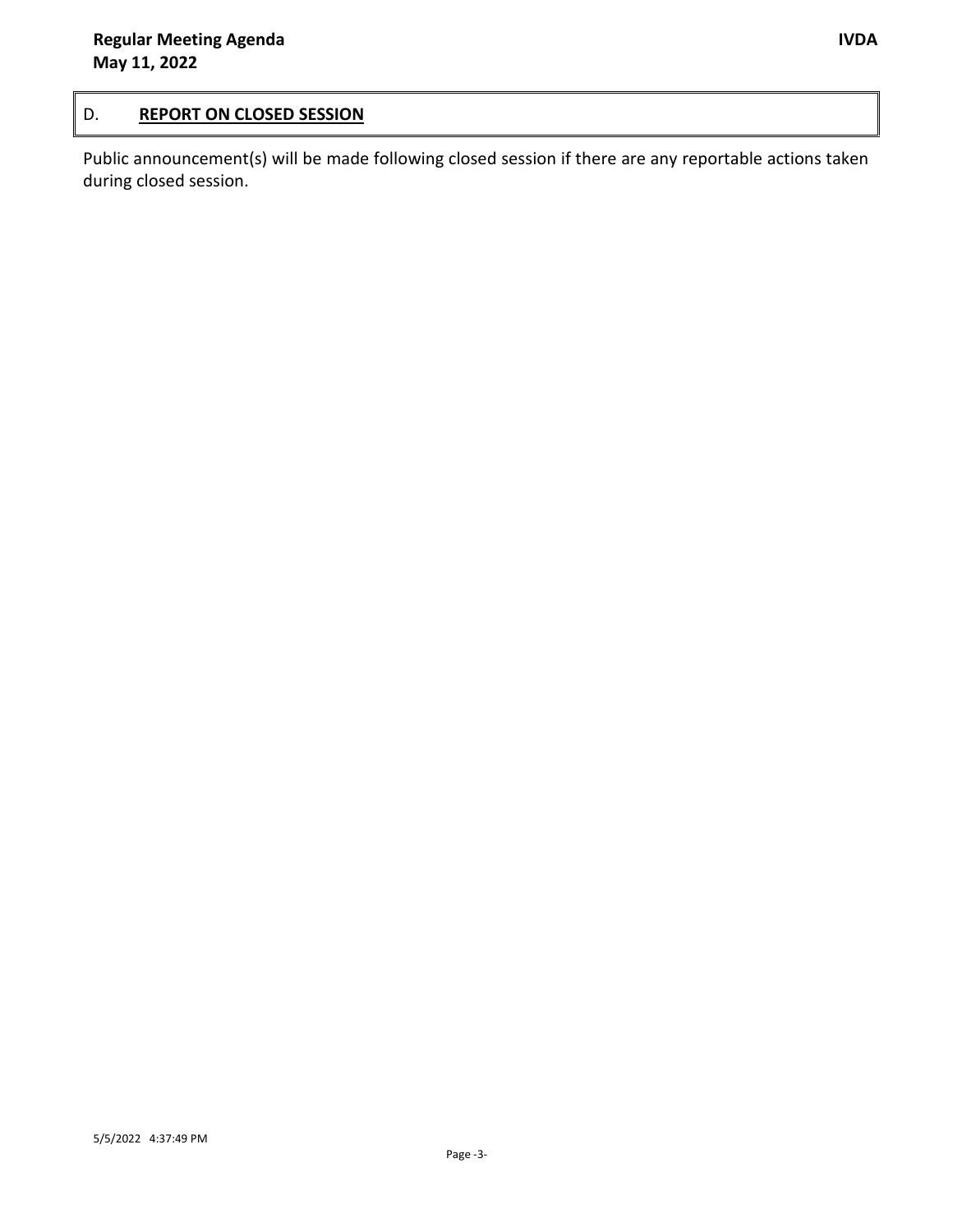## D. **REPORT ON CLOSED SESSION**

Public announcement(s) will be made following closed session if there are any reportable actions taken during closed session.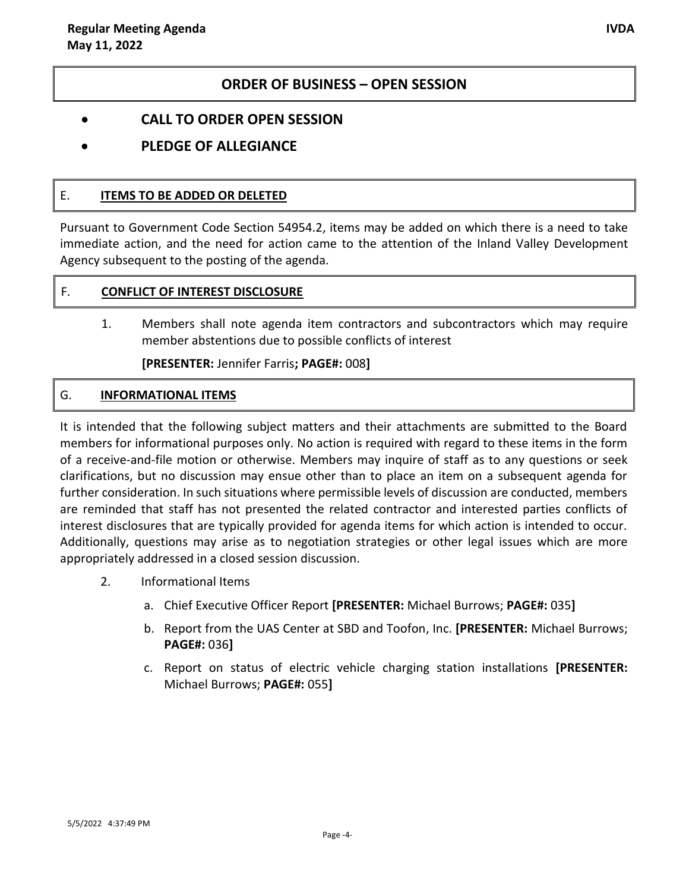## ORDER OF BUSINESS – OPEN SESSION

- **CALL TO ORDER OPEN SESSION**
- **PLEDGE OF ALLEGIANCE**

### E. ITEMS TO BE ADDED OR DELETED

Pursuant to Government Code Section 54954.2, items may be added on which there is a need to take immediate action, and the need for action came to the attention of the Inland Valley Development Agency subsequent to the posting of the agenda.

### F. CONFLICT OF INTEREST DISCLOSURE

1. Members shall note agenda item contractors and subcontractors which may require member abstentions due to possible conflicts of interest

   **[PRESENTER:** Jennifer Farris**; PAGE#:** 008**]**

### G. INFORMATIONAL ITEMS

It is intended that the following subject matters and their attachments are submitted to the Board members for informational purposes only. No action is required with regard to these items in the form of a receive-and-file motion or otherwise. Members may inquire of staff as to any questions or seek clarifications, but no discussion may ensue other than to place an item on a subsequent agenda for further consideration. In such situations where permissible levels of discussion are conducted, members are reminded that staff has not presented the related contractor and interested parties conflicts of interest disclosures that are typically provided for agenda items for which action is intended to occur. Additionally, questions may arise as to negotiation strategies or other legal issues which are more appropriately addressed in a closed session discussion.

2. Informational Items

   a. Chief Executive Officer Report **[PRESENTER:** Michael Burrows; **PAGE#:** 035**]**

   b. Report from the UAS Center at SBD and Toofon, Inc. **[PRESENTER:** Michael Burrows; **PAGE#:** 036**]**

   c. Report on status of electric vehicle charging station installations **[PRESENTER:** Michael Burrows; **PAGE#:** 055**]**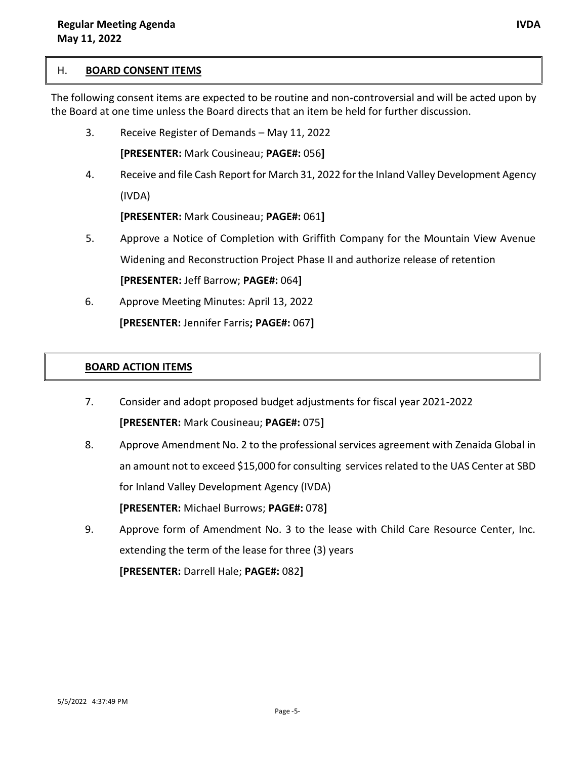## H. **BOARD CONSENT ITEMS**

The following consent items are expected to be routine and non-controversial and will be acted upon by the Board at one time unless the Board directs that an item be held for further discussion.

3. Receive Register of Demands – May 11, 2022

   **[PRESENTER:** Mark Cousineau; **PAGE#:** 056**]**

4. Receive and file Cash Report for March 31, 2022 for the Inland Valley Development Agency (IVDA)

   **[PRESENTER:** Mark Cousineau; **PAGE#:** 061**]**

5. Approve a Notice of Completion with Griffith Company for the Mountain View Avenue Widening and Reconstruction Project Phase II and authorize release of retention

   **[PRESENTER:** Jeff Barrow; **PAGE#:** 064**]**

6. Approve Meeting Minutes: April 13, 2022

   **[PRESENTER:** Jennifer Farris**; PAGE#:** 067**]**

## **BOARD ACTION ITEMS**

7. Consider and adopt proposed budget adjustments for fiscal year 2021-2022

   **[PRESENTER:** Mark Cousineau; **PAGE#:** 075**]**

8. Approve Amendment No. 2 to the professional services agreement with Zenaida Global in an amount not to exceed $15,000 for consulting services related to the UAS Center at SBD for Inland Valley Development Agency (IVDA)

   **[PRESENTER:** Michael Burrows; **PAGE#:** 078**]**

9. Approve form of Amendment No. 3 to the lease with Child Care Resource Center, Inc. extending the term of the lease for three (3) years

   **[PRESENTER:** Darrell Hale; **PAGE#:** 082**]**

5/5/2022 4:37:49 PM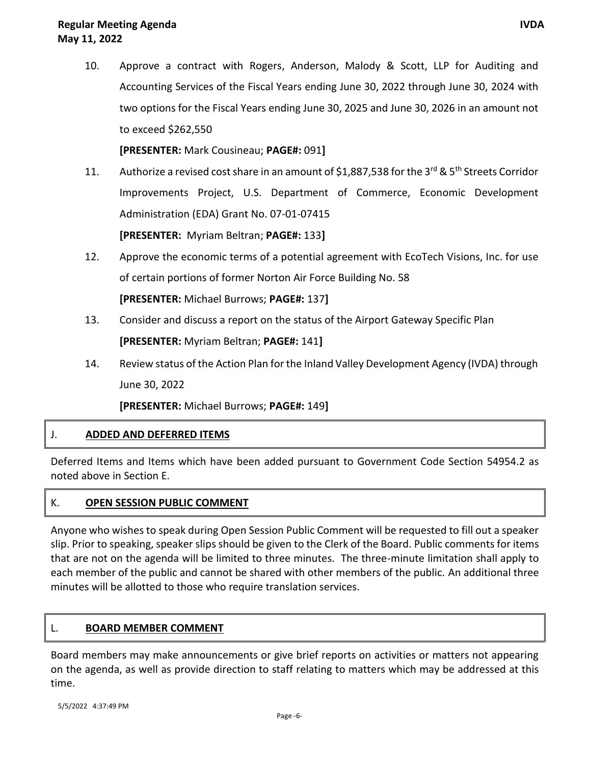10. Approve a contract with Rogers, Anderson, Malody & Scott, LLP for Auditing and Accounting Services of the Fiscal Years ending June 30, 2022 through June 30, 2024 with two options for the Fiscal Years ending June 30, 2025 and June 30, 2026 in an amount not to exceed $262,550

    **[PRESENTER:** Mark Cousineau; **PAGE#:** 091**]**

11. Authorize a revised cost share in an amount of $1,887,538 for the 3rd & 5th Streets Corridor Improvements Project, U.S. Department of Commerce, Economic Development Administration (EDA) Grant No. 07-01-07415

    **[PRESENTER:** Myriam Beltran; **PAGE#:** 133**]**

12. Approve the economic terms of a potential agreement with EcoTech Visions, Inc. for use of certain portions of former Norton Air Force Building No. 58

    **[PRESENTER:** Michael Burrows; **PAGE#:** 137**]**

13. Consider and discuss a report on the status of the Airport Gateway Specific Plan

    **[PRESENTER:** Myriam Beltran; **PAGE#:** 141**]**

14. Review status of the Action Plan for the Inland Valley Development Agency (IVDA) through June 30, 2022

    **[PRESENTER:** Michael Burrows; **PAGE#:** 149**]**

## J. ADDED AND DEFERRED ITEMS

Deferred Items and Items which have been added pursuant to Government Code Section 54954.2 as noted above in Section E.

## K. OPEN SESSION PUBLIC COMMENT

Anyone who wishes to speak during Open Session Public Comment will be requested to fill out a speaker slip. Prior to speaking, speaker slips should be given to the Clerk of the Board. Public comments for items that are not on the agenda will be limited to three minutes. The three-minute limitation shall apply to each member of the public and cannot be shared with other members of the public. An additional three minutes will be allotted to those who require translation services.

## L. BOARD MEMBER COMMENT

Board members may make announcements or give brief reports on activities or matters not appearing on the agenda, as well as provide direction to staff relating to matters which may be addressed at this time.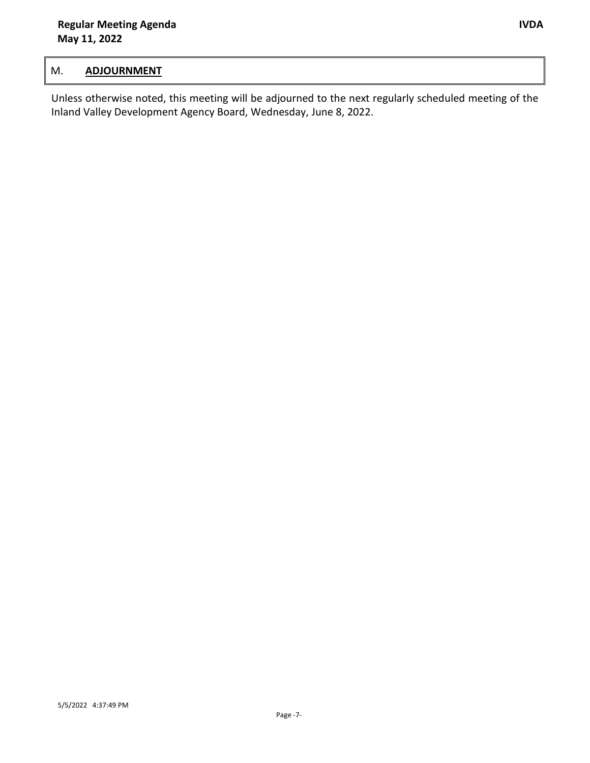## M. **ADJOURNMENT**

Unless otherwise noted, this meeting will be adjourned to the next regularly scheduled meeting of the Inland Valley Development Agency Board, Wednesday, June 8, 2022.